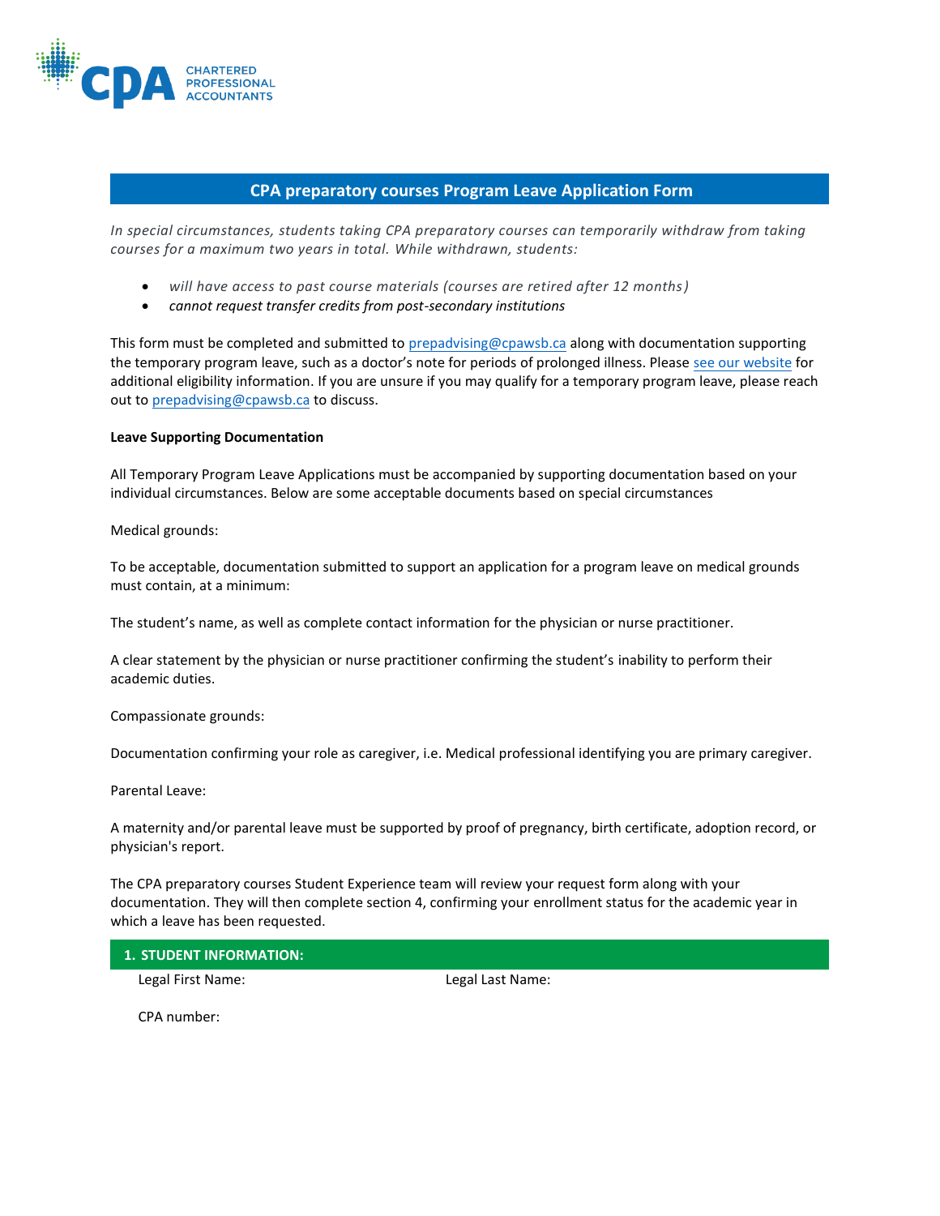# CPA preparatory courses Program Leave Application Form

*In special circumstances, students taking CPA preparatory courses can temporarily withdraw from taking courses for a maximum two years in total. While withdrawn, students:*

- *will have access to past course materials (courses are retired after 12 months)*
- *cannot request transfer credits from post-secondary institutions*

This form must be completed and submitted to prepadvising@cpawsb.ca along with documentation supporting the temporary program leave, such as a doctor's note for periods of prolonged illness. Please see our website for additional eligibility information. If you are unsure if you may qualify for a temporary program leave, please reach out to prepadvising@cpawsb.ca to discuss.

**Leave Supporting Documentation**

All Temporary Program Leave Applications must be accompanied by supporting documentation based on your individual circumstances. Below are some acceptable documents based on special circumstances

Medical grounds:

To be acceptable, documentation submitted to support an application for a program leave on medical grounds must contain, at a minimum:

The student's name, as well as complete contact information for the physician or nurse practitioner.

A clear statement by the physician or nurse practitioner confirming the student's inability to perform their academic duties.

Compassionate grounds:

Documentation confirming your role as caregiver, i.e. Medical professional identifying you are primary caregiver.

Parental Leave:

A maternity and/or parental leave must be supported by proof of pregnancy, birth certificate, adoption record, or physician's report.

The CPA preparatory courses Student Experience team will review your request form along with your documentation. They will then complete section 4, confirming your enrollment status for the academic year in which a leave has been requested.

## 1. STUDENT INFORMATION:

Legal First Name: Legal Last Name:

CPA number: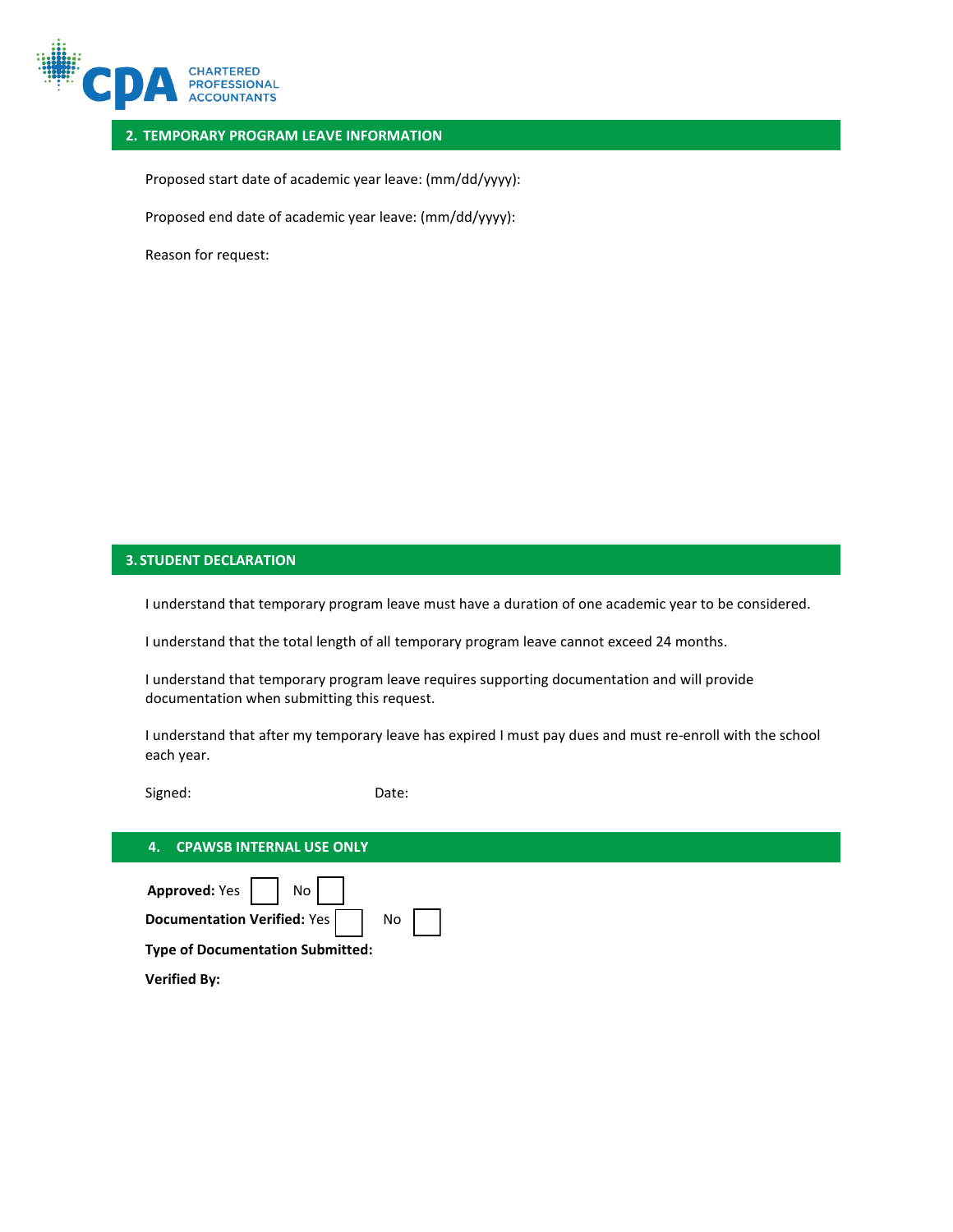## 2. TEMPORARY PROGRAM LEAVE INFORMATION

Proposed start date of academic year leave: (mm/dd/yyyy):

Proposed end date of academic year leave: (mm/dd/yyyy):

Reason for request:

## 3. STUDENT DECLARATION

I understand that temporary program leave must have a duration of one academic year to be considered.

I understand that the total length of all temporary program leave cannot exceed 24 months.

I understand that temporary program leave requires supporting documentation and will provide documentation when submitting this request.

I understand that after my temporary leave has expired I must pay dues and must re-enroll with the school each year.

Signed: Date:

## 4. CPAWSB INTERNAL USE ONLY

**Approved:** Yes ☐ No ☐

**Documentation Verified:** Yes ☐ No ☐

**Type of Documentation Submitted:**

**Verified By:**